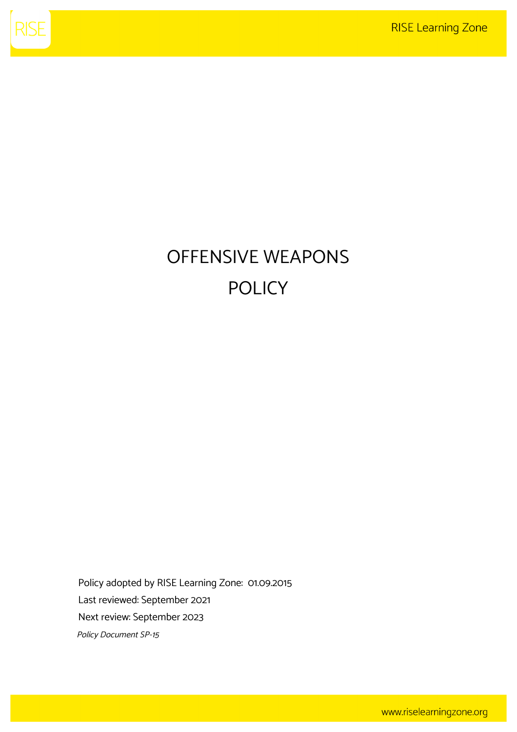# OFFENSIVE WEAPONS POLICY

Policy adopted by RISE Learning Zone: 01.09.2015

Last reviewed: September 2021

Next review: September 2023

*Policy Document SP-15*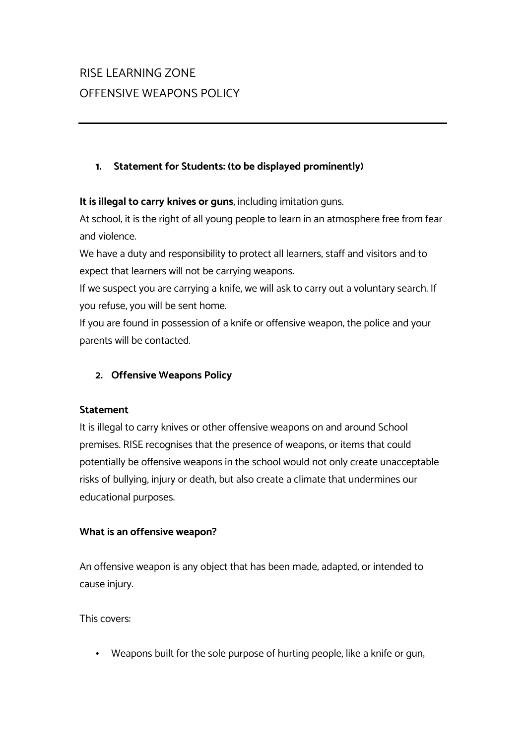RISE LEARNING ZONE

OFFENSIVE WEAPONS POLICY

---

1. **Statement for Students: (to be displayed prominently)**

**It is illegal to carry knives or guns**, including imitation guns.

At school, it is the right of all young people to learn in an atmosphere free from fear and violence.

We have a duty and responsibility to protect all learners, staff and visitors and to expect that learners will not be carrying weapons.

If we suspect you are carrying a knife, we will ask to carry out a voluntary search. If you refuse, you will be sent home.

If you are found in possession of a knife or offensive weapon, the police and your parents will be contacted.

2. **Offensive Weapons Policy**

**Statement**

It is illegal to carry knives or other offensive weapons on and around School premises. RISE recognises that the presence of weapons, or items that could potentially be offensive weapons in the school would not only create unacceptable risks of bullying, injury or death, but also create a climate that undermines our educational purposes.

**What is an offensive weapon?**

An offensive weapon is any object that has been made, adapted, or intended to cause injury.

This covers:

- Weapons built for the sole purpose of hurting people, like a knife or gun,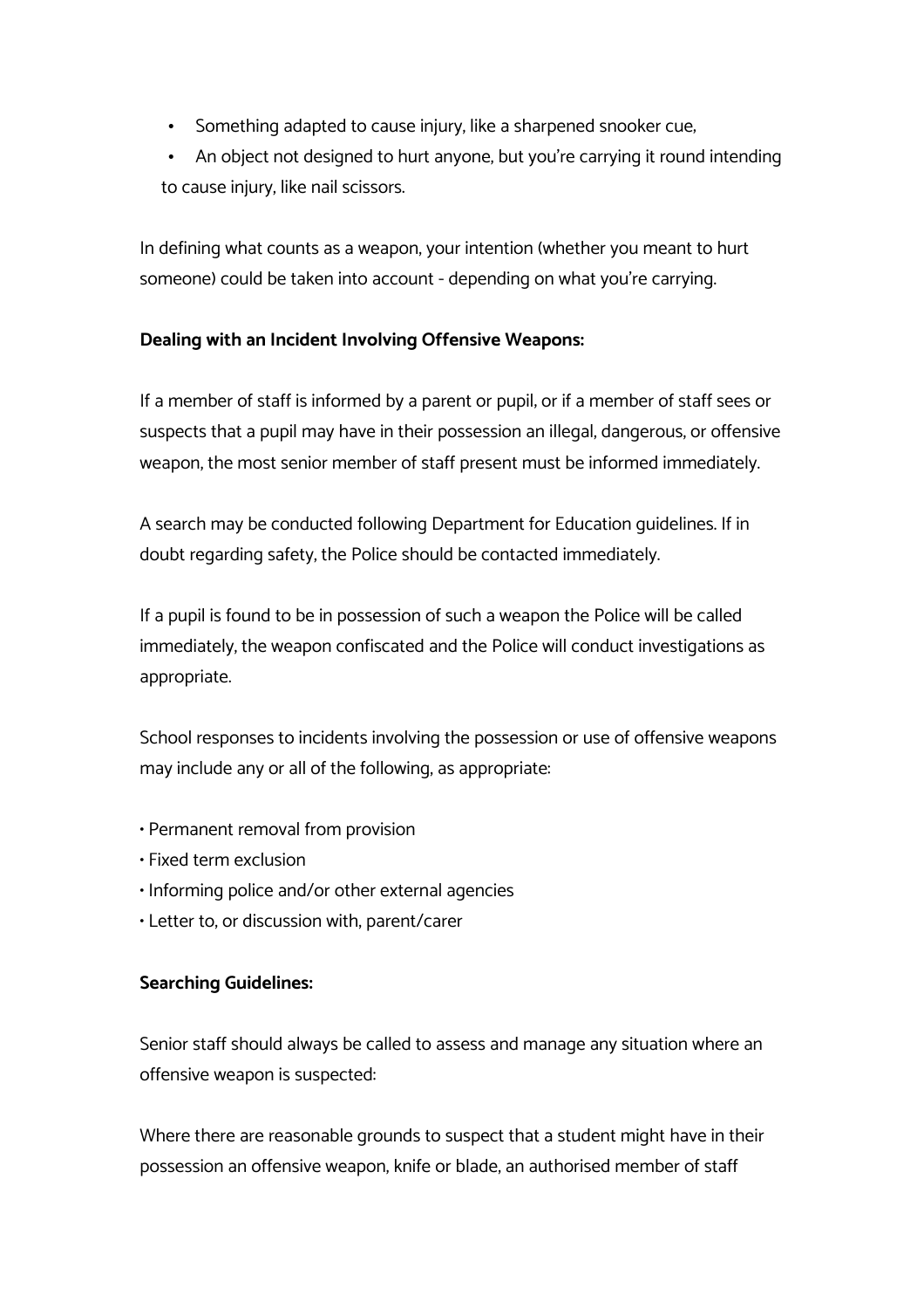- Something adapted to cause injury, like a sharpened snooker cue,
- An object not designed to hurt anyone, but you're carrying it round intending to cause injury, like nail scissors.

In defining what counts as a weapon, your intention (whether you meant to hurt someone) could be taken into account - depending on what you're carrying.

**Dealing with an Incident Involving Offensive Weapons:**

If a member of staff is informed by a parent or pupil, or if a member of staff sees or suspects that a pupil may have in their possession an illegal, dangerous, or offensive weapon, the most senior member of staff present must be informed immediately.

A search may be conducted following Department for Education guidelines. If in doubt regarding safety, the Police should be contacted immediately.

If a pupil is found to be in possession of such a weapon the Police will be called immediately, the weapon confiscated and the Police will conduct investigations as appropriate.

School responses to incidents involving the possession or use of offensive weapons may include any or all of the following, as appropriate:

- Permanent removal from provision
- Fixed term exclusion
- Informing police and/or other external agencies
- Letter to, or discussion with, parent/carer

**Searching Guidelines:**

Senior staff should always be called to assess and manage any situation where an offensive weapon is suspected:

Where there are reasonable grounds to suspect that a student might have in their possession an offensive weapon, knife or blade, an authorised member of staff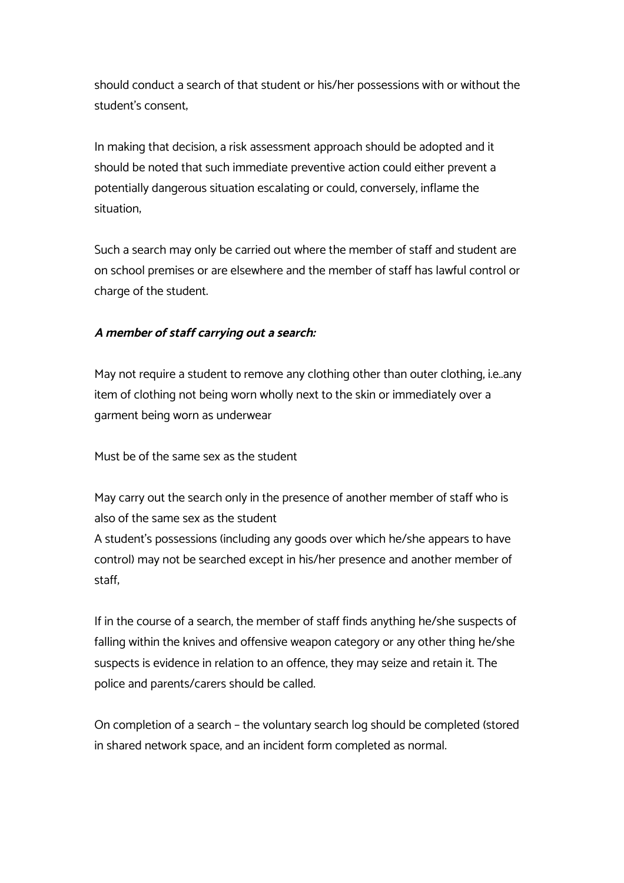should conduct a search of that student or his/her possessions with or without the student's consent,

In making that decision, a risk assessment approach should be adopted and it should be noted that such immediate preventive action could either prevent a potentially dangerous situation escalating or could, conversely, inflame the situation,

Such a search may only be carried out where the member of staff and student are on school premises or are elsewhere and the member of staff has lawful control or charge of the student.

***A member of staff carrying out a search:***

May not require a student to remove any clothing other than outer clothing, i.e..any item of clothing not being worn wholly next to the skin or immediately over a garment being worn as underwear

Must be of the same sex as the student

May carry out the search only in the presence of another member of staff who is also of the same sex as the student
A student's possessions (including any goods over which he/she appears to have control) may not be searched except in his/her presence and another member of staff,

If in the course of a search, the member of staff finds anything he/she suspects of falling within the knives and offensive weapon category or any other thing he/she suspects is evidence in relation to an offence, they may seize and retain it. The police and parents/carers should be called.

On completion of a search – the voluntary search log should be completed (stored in shared network space, and an incident form completed as normal.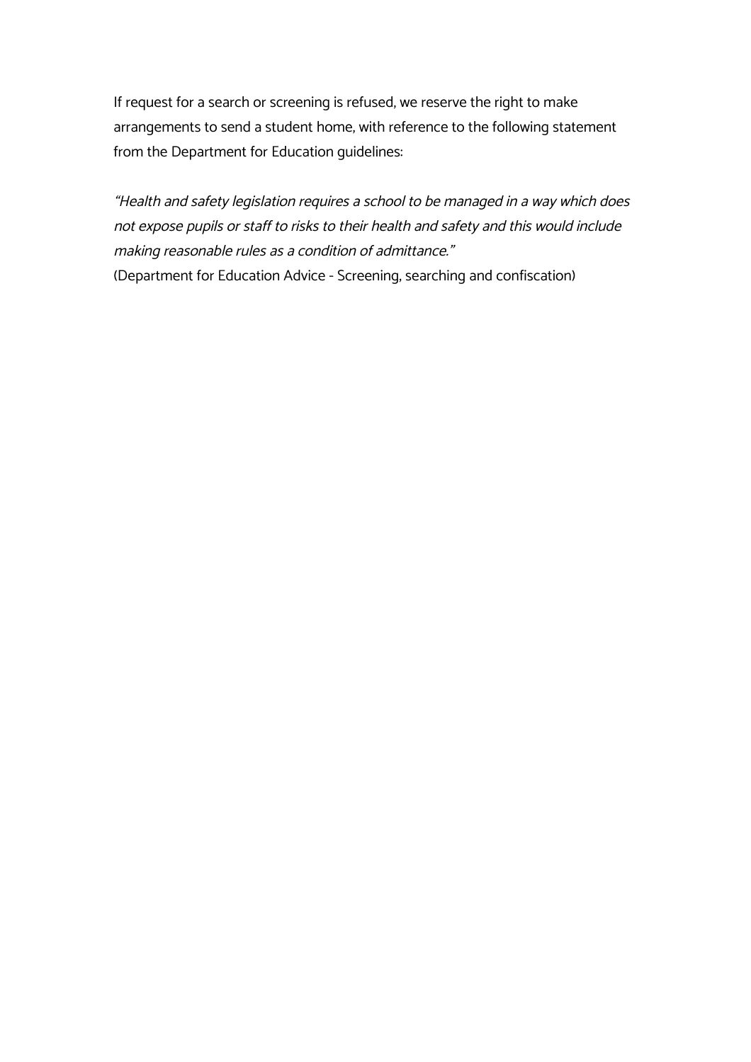If request for a search or screening is refused, we reserve the right to make arrangements to send a student home, with reference to the following statement from the Department for Education guidelines:

*"Health and safety legislation requires a school to be managed in a way which does not expose pupils or staff to risks to their health and safety and this would include making reasonable rules as a condition of admittance."*
(Department for Education Advice - Screening, searching and confiscation)